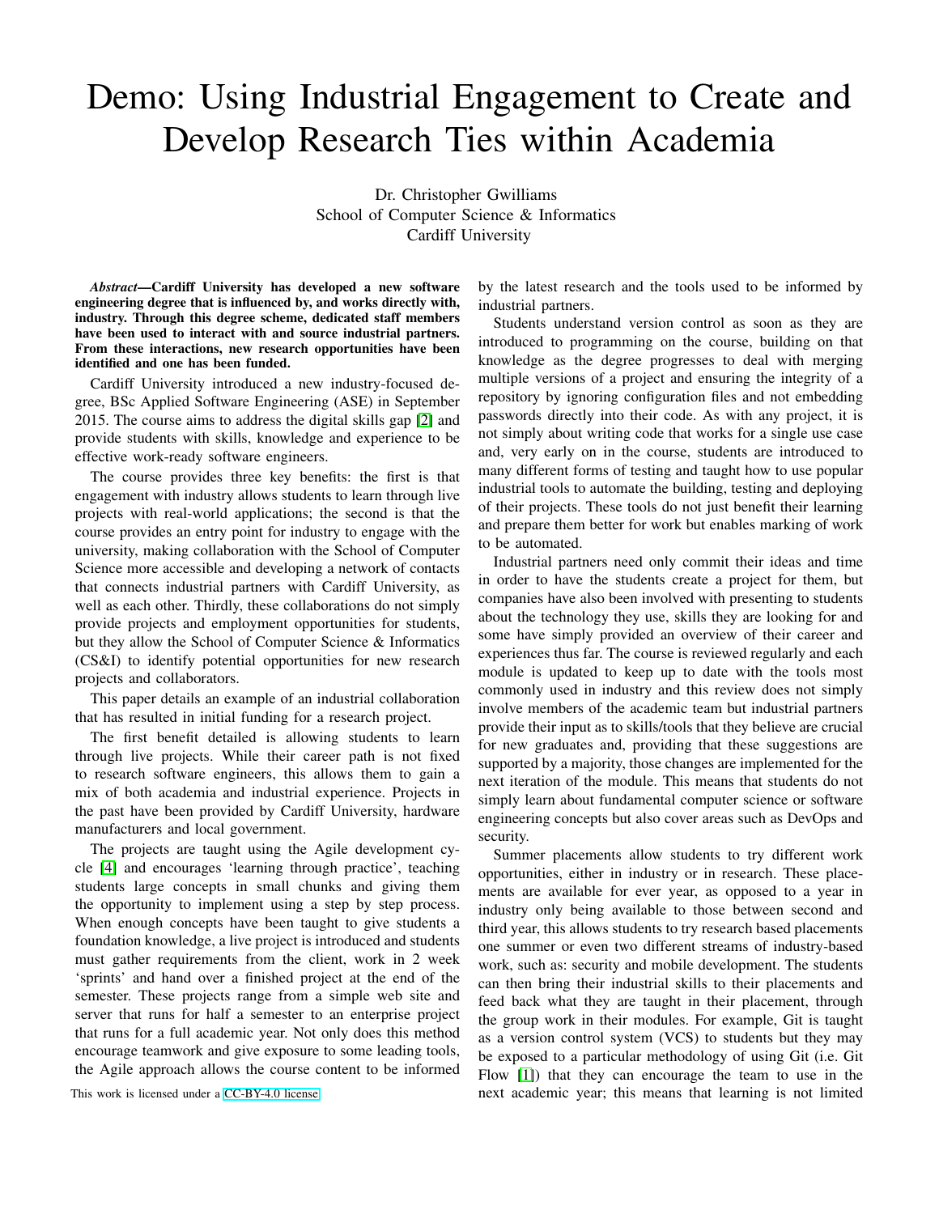# Demo: Using Industrial Engagement to Create and Develop Research Ties within Academia

Dr. Christopher Gwilliams
School of Computer Science & Informatics
Cardiff University

***Abstract*—Cardiff University has developed a new software engineering degree that is influenced by, and works directly with, industry. Through this degree scheme, dedicated staff members have been used to interact with and source industrial partners. From these interactions, new research opportunities have been identified and one has been funded.**

Cardiff University introduced a new industry-focused degree, BSc Applied Software Engineering (ASE) in September 2015. The course aims to address the digital skills gap [2] and provide students with skills, knowledge and experience to be effective work-ready software engineers.

The course provides three key benefits: the first is that engagement with industry allows students to learn through live projects with real-world applications; the second is that the course provides an entry point for industry to engage with the university, making collaboration with the School of Computer Science more accessible and developing a network of contacts that connects industrial partners with Cardiff University, as well as each other. Thirdly, these collaborations do not simply provide projects and employment opportunities for students, but they allow the School of Computer Science & Informatics (CS&I) to identify potential opportunities for new research projects and collaborators.

This paper details an example of an industrial collaboration that has resulted in initial funding for a research project.

The first benefit detailed is allowing students to learn through live projects. While their career path is not fixed to research software engineers, this allows them to gain a mix of both academia and industrial experience. Projects in the past have been provided by Cardiff University, hardware manufacturers and local government.

The projects are taught using the Agile development cycle [4] and encourages 'learning through practice', teaching students large concepts in small chunks and giving them the opportunity to implement using a step by step process. When enough concepts have been taught to give students a foundation knowledge, a live project is introduced and students must gather requirements from the client, work in 2 week 'sprints' and hand over a finished project at the end of the semester. These projects range from a simple web site and server that runs for half a semester to an enterprise project that runs for a full academic year. Not only does this method encourage teamwork and give exposure to some leading tools, the Agile approach allows the course content to be informed by the latest research and the tools used to be informed by industrial partners.

Students understand version control as soon as they are introduced to programming on the course, building on that knowledge as the degree progresses to deal with merging multiple versions of a project and ensuring the integrity of a repository by ignoring configuration files and not embedding passwords directly into their code. As with any project, it is not simply about writing code that works for a single use case and, very early on in the course, students are introduced to many different forms of testing and taught how to use popular industrial tools to automate the building, testing and deploying of their projects. These tools do not just benefit their learning and prepare them better for work but enables marking of work to be automated.

Industrial partners need only commit their ideas and time in order to have the students create a project for them, but companies have also been involved with presenting to students about the technology they use, skills they are looking for and some have simply provided an overview of their career and experiences thus far. The course is reviewed regularly and each module is updated to keep up to date with the tools most commonly used in industry and this review does not simply involve members of the academic team but industrial partners provide their input as to skills/tools that they believe are crucial for new graduates and, providing that these suggestions are supported by a majority, those changes are implemented for the next iteration of the module. This means that students do not simply learn about fundamental computer science or software engineering concepts but also cover areas such as DevOps and security.

Summer placements allow students to try different work opportunities, either in industry or in research. These placements are available for ever year, as opposed to a year in industry only being available to those between second and third year, this allows students to try research based placements one summer or even two different streams of industry-based work, such as: security and mobile development. The students can then bring their industrial skills to their placements and feed back what they are taught in their placement, through the group work in their modules. For example, Git is taught as a version control system (VCS) to students but they may be exposed to a particular methodology of using Git (i.e. Git Flow [1]) that they can encourage the team to use in the next academic year; this means that learning is not limited

This work is licensed under a CC-BY-4.0 license.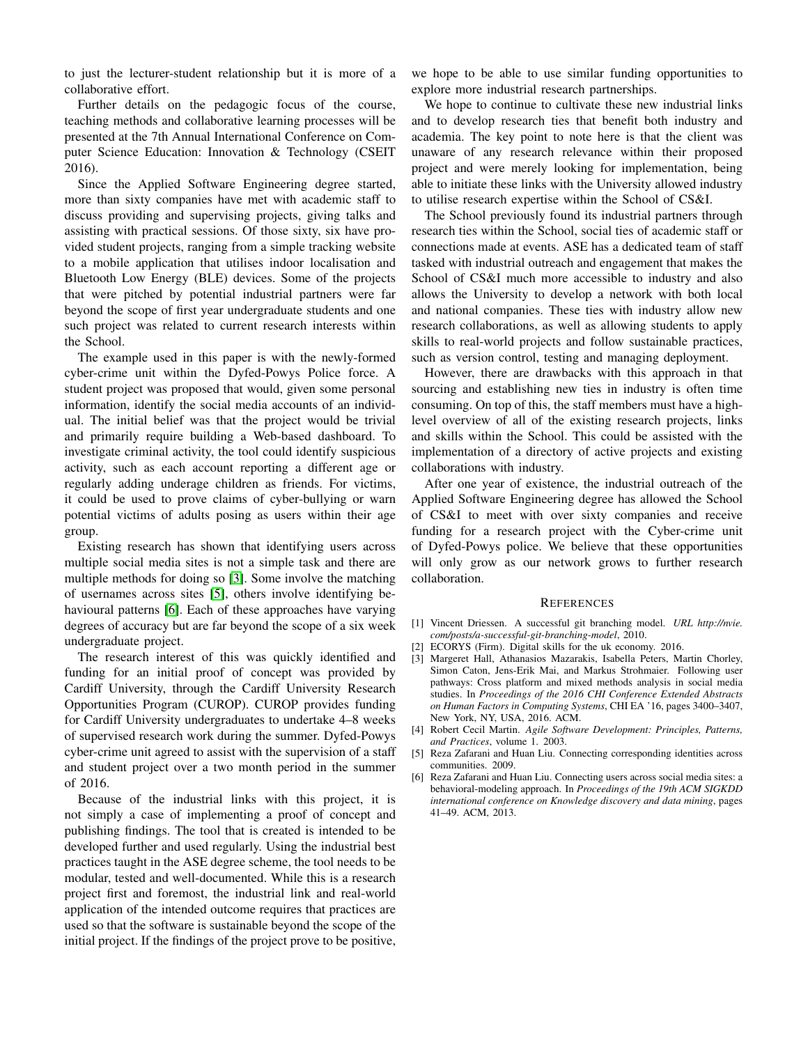to just the lecturer-student relationship but it is more of a collaborative effort.

Further details on the pedagogic focus of the course, teaching methods and collaborative learning processes will be presented at the 7th Annual International Conference on Computer Science Education: Innovation & Technology (CSEIT 2016).

Since the Applied Software Engineering degree started, more than sixty companies have met with academic staff to discuss providing and supervising projects, giving talks and assisting with practical sessions. Of those sixty, six have provided student projects, ranging from a simple tracking website to a mobile application that utilises indoor localisation and Bluetooth Low Energy (BLE) devices. Some of the projects that were pitched by potential industrial partners were far beyond the scope of first year undergraduate students and one such project was related to current research interests within the School.

The example used in this paper is with the newly-formed cyber-crime unit within the Dyfed-Powys Police force. A student project was proposed that would, given some personal information, identify the social media accounts of an individual. The initial belief was that the project would be trivial and primarily require building a Web-based dashboard. To investigate criminal activity, the tool could identify suspicious activity, such as each account reporting a different age or regularly adding underage children as friends. For victims, it could be used to prove claims of cyber-bullying or warn potential victims of adults posing as users within their age group.

Existing research has shown that identifying users across multiple social media sites is not a simple task and there are multiple methods for doing so [3]. Some involve the matching of usernames across sites [5], others involve identifying behavioural patterns [6]. Each of these approaches have varying degrees of accuracy but are far beyond the scope of a six week undergraduate project.

The research interest of this was quickly identified and funding for an initial proof of concept was provided by Cardiff University, through the Cardiff University Research Opportunities Program (CUROP). CUROP provides funding for Cardiff University undergraduates to undertake 4–8 weeks of supervised research work during the summer. Dyfed-Powys cyber-crime unit agreed to assist with the supervision of a staff and student project over a two month period in the summer of 2016.

Because of the industrial links with this project, it is not simply a case of implementing a proof of concept and publishing findings. The tool that is created is intended to be developed further and used regularly. Using the industrial best practices taught in the ASE degree scheme, the tool needs to be modular, tested and well-documented. While this is a research project first and foremost, the industrial link and real-world application of the intended outcome requires that practices are used so that the software is sustainable beyond the scope of the initial project. If the findings of the project prove to be positive, we hope to be able to use similar funding opportunities to explore more industrial research partnerships.

We hope to continue to cultivate these new industrial links and to develop research ties that benefit both industry and academia. The key point to note here is that the client was unaware of any research relevance within their proposed project and were merely looking for implementation, being able to initiate these links with the University allowed industry to utilise research expertise within the School of CS&I.

The School previously found its industrial partners through research ties within the School, social ties of academic staff or connections made at events. ASE has a dedicated team of staff tasked with industrial outreach and engagement that makes the School of CS&I much more accessible to industry and also allows the University to develop a network with both local and national companies. These ties with industry allow new research collaborations, as well as allowing students to apply skills to real-world projects and follow sustainable practices, such as version control, testing and managing deployment.

However, there are drawbacks with this approach in that sourcing and establishing new ties in industry is often time consuming. On top of this, the staff members must have a high-level overview of all of the existing research projects, links and skills within the School. This could be assisted with the implementation of a directory of active projects and existing collaborations with industry.

After one year of existence, the industrial outreach of the Applied Software Engineering degree has allowed the School of CS&I to meet with over sixty companies and receive funding for a research project with the Cyber-crime unit of Dyfed-Powys police. We believe that these opportunities will only grow as our network grows to further research collaboration.

## References

[1] Vincent Driessen. A successful git branching model. *URL http://nvie.com/posts/a-successful-git-branching-model*, 2010.

[2] ECORYS (Firm). Digital skills for the uk economy. 2016.

[3] Margeret Hall, Athanasios Mazarakis, Isabella Peters, Martin Chorley, Simon Caton, Jens-Erik Mai, and Markus Strohmaier. Following user pathways: Cross platform and mixed methods analysis in social media studies. In *Proceedings of the 2016 CHI Conference Extended Abstracts on Human Factors in Computing Systems*, CHI EA '16, pages 3400–3407, New York, NY, USA, 2016. ACM.

[4] Robert Cecil Martin. *Agile Software Development: Principles, Patterns, and Practices*, volume 1. 2003.

[5] Reza Zafarani and Huan Liu. Connecting corresponding identities across communities. 2009.

[6] Reza Zafarani and Huan Liu. Connecting users across social media sites: a behavioral-modeling approach. In *Proceedings of the 19th ACM SIGKDD international conference on Knowledge discovery and data mining*, pages 41–49. ACM, 2013.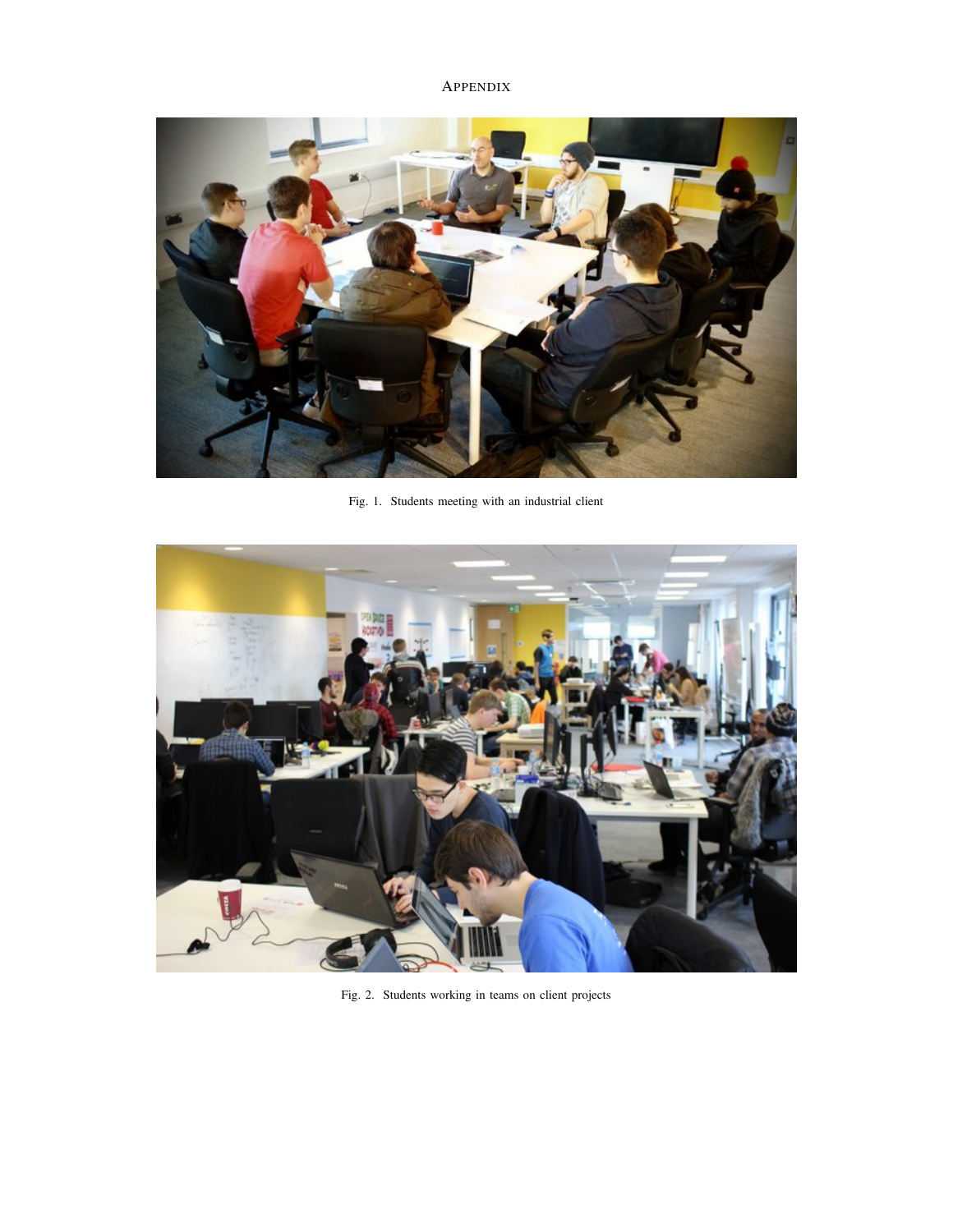# Appendix

Fig. 1. Students meeting with an industrial client

Fig. 2. Students working in teams on client projects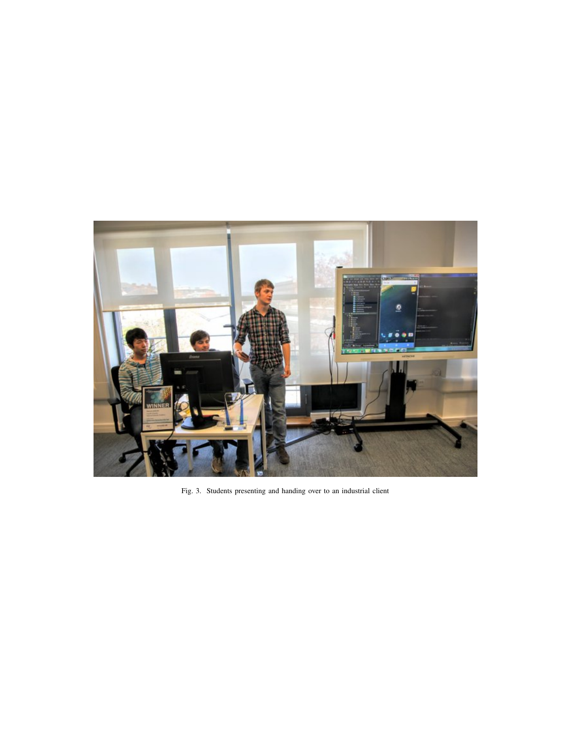Fig. 3. Students presenting and handing over to an industrial client